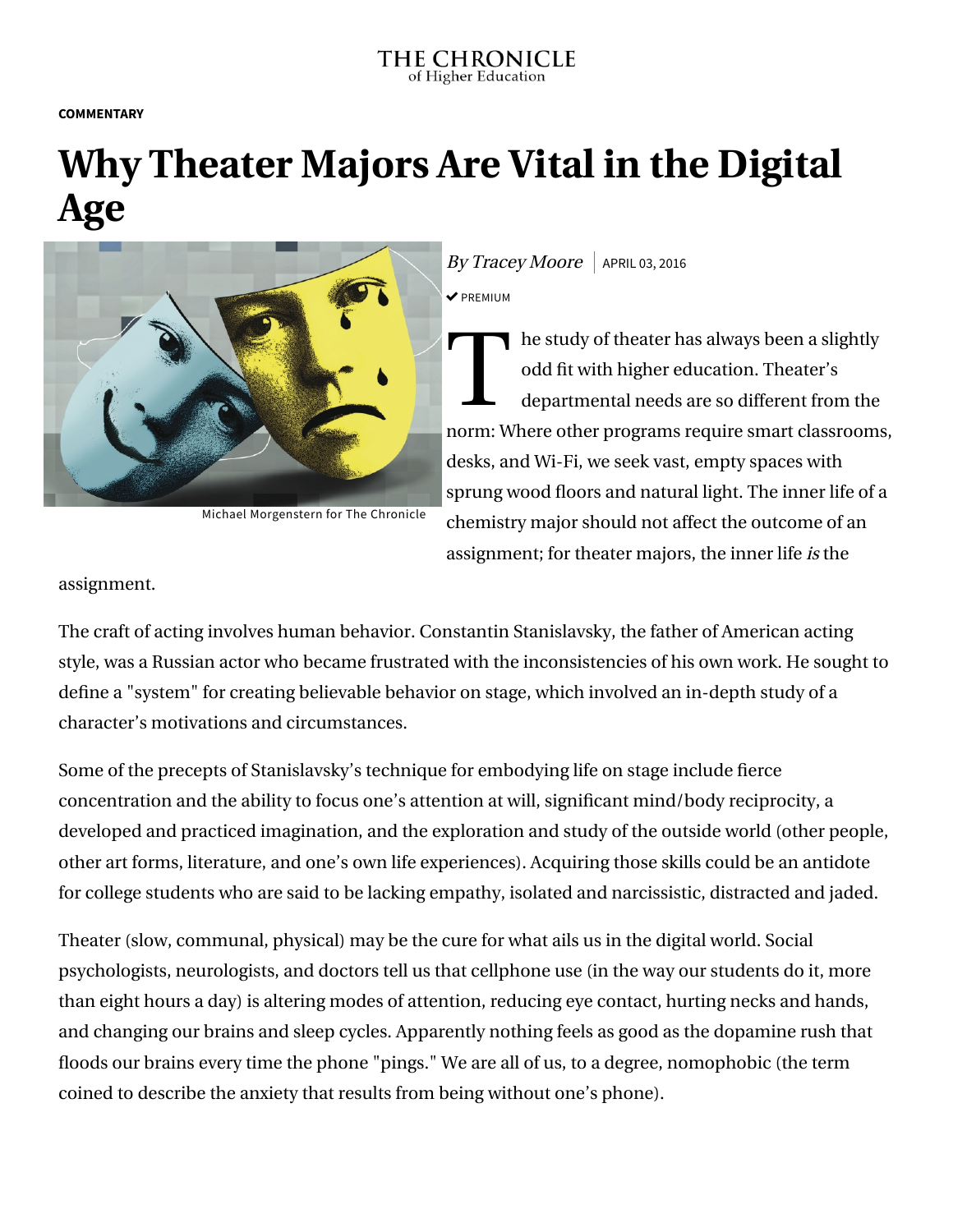THE CHRONICLE of Higher Education

COMMENTARY

# Why Theater Majors Are Vital in the Digital Age

Michael Morgenstern for The Chronicle

*By Tracey Moore* | APRIL 03, 2016

✔ PREMIUM

The study of theater has always been a slightly odd fit with higher education. Theater's departmental needs are so different from the norm: Where other programs require smart classrooms, desks, and Wi-Fi, we seek vast, empty spaces with sprung wood floors and natural light. The inner life of a chemistry major should not affect the outcome of an assignment; for theater majors, the inner life *is* the assignment.

The craft of acting involves human behavior. Constantin Stanislavsky, the father of American acting style, was a Russian actor who became frustrated with the inconsistencies of his own work. He sought to define a "system" for creating believable behavior on stage, which involved an in-depth study of a character's motivations and circumstances.

Some of the precepts of Stanislavsky's technique for embodying life on stage include fierce concentration and the ability to focus one's attention at will, significant mind/body reciprocity, a developed and practiced imagination, and the exploration and study of the outside world (other people, other art forms, literature, and one's own life experiences). Acquiring those skills could be an antidote for college students who are said to be lacking empathy, isolated and narcissistic, distracted and jaded.

Theater (slow, communal, physical) may be the cure for what ails us in the digital world. Social psychologists, neurologists, and doctors tell us that cellphone use (in the way our students do it, more than eight hours a day) is altering modes of attention, reducing eye contact, hurting necks and hands, and changing our brains and sleep cycles. Apparently nothing feels as good as the dopamine rush that floods our brains every time the phone "pings." We are all of us, to a degree, nomophobic (the term coined to describe the anxiety that results from being without one's phone).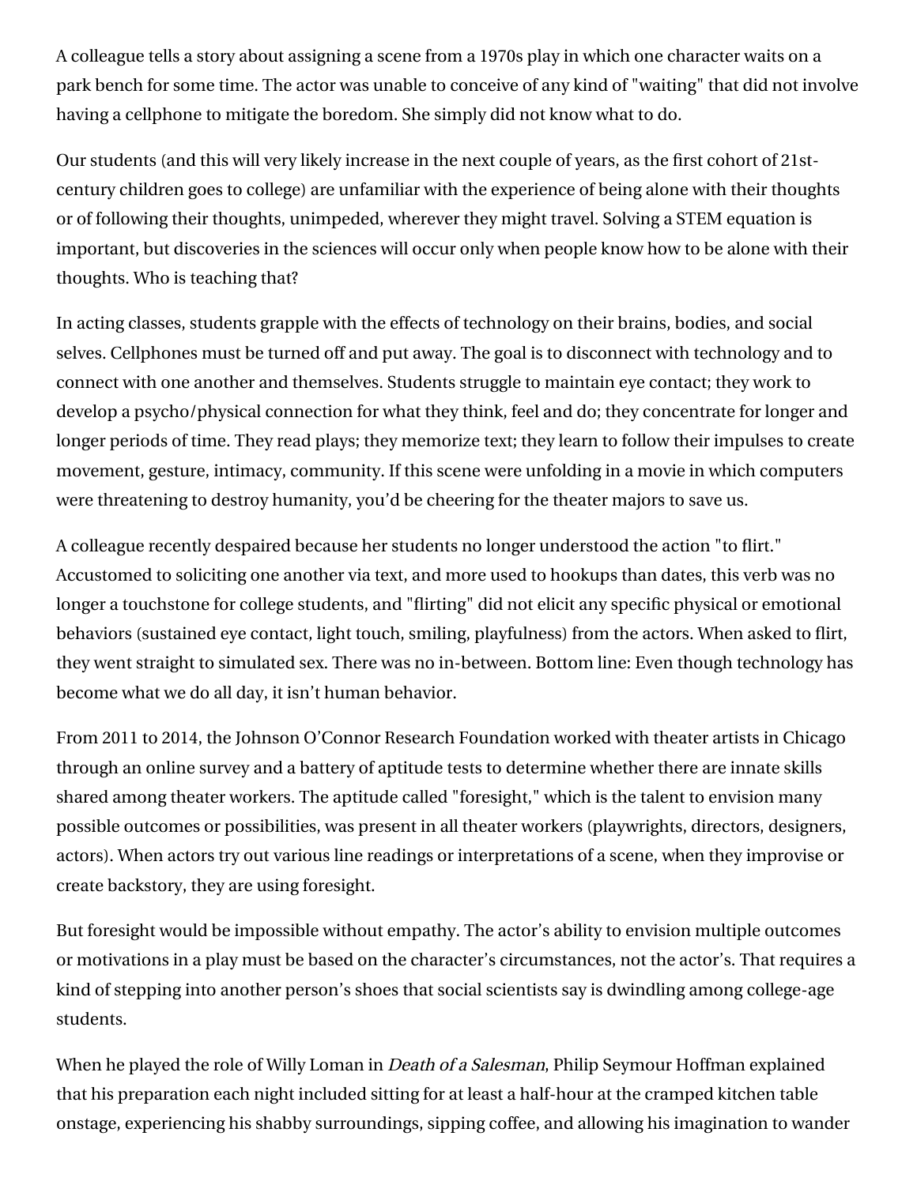A colleague tells a story about assigning a scene from a 1970s play in which one character waits on a park bench for some time. The actor was unable to conceive of any kind of "waiting" that did not involve having a cellphone to mitigate the boredom. She simply did not know what to do.

Our students (and this will very likely increase in the next couple of years, as the first cohort of 21st-century children goes to college) are unfamiliar with the experience of being alone with their thoughts or of following their thoughts, unimpeded, wherever they might travel. Solving a STEM equation is important, but discoveries in the sciences will occur only when people know how to be alone with their thoughts. Who is teaching that?

In acting classes, students grapple with the effects of technology on their brains, bodies, and social selves. Cellphones must be turned off and put away. The goal is to disconnect with technology and to connect with one another and themselves. Students struggle to maintain eye contact; they work to develop a psycho/physical connection for what they think, feel and do; they concentrate for longer and longer periods of time. They read plays; they memorize text; they learn to follow their impulses to create movement, gesture, intimacy, community. If this scene were unfolding in a movie in which computers were threatening to destroy humanity, you'd be cheering for the theater majors to save us.

A colleague recently despaired because her students no longer understood the action "to flirt." Accustomed to soliciting one another via text, and more used to hookups than dates, this verb was no longer a touchstone for college students, and "flirting" did not elicit any specific physical or emotional behaviors (sustained eye contact, light touch, smiling, playfulness) from the actors. When asked to flirt, they went straight to simulated sex. There was no in-between. Bottom line: Even though technology has become what we do all day, it isn't human behavior.

From 2011 to 2014, the Johnson O'Connor Research Foundation worked with theater artists in Chicago through an online survey and a battery of aptitude tests to determine whether there are innate skills shared among theater workers. The aptitude called "foresight," which is the talent to envision many possible outcomes or possibilities, was present in all theater workers (playwrights, directors, designers, actors). When actors try out various line readings or interpretations of a scene, when they improvise or create backstory, they are using foresight.

But foresight would be impossible without empathy. The actor's ability to envision multiple outcomes or motivations in a play must be based on the character's circumstances, not the actor's. That requires a kind of stepping into another person's shoes that social scientists say is dwindling among college-age students.

When he played the role of Willy Loman in *Death of a Salesman*, Philip Seymour Hoffman explained that his preparation each night included sitting for at least a half-hour at the cramped kitchen table onstage, experiencing his shabby surroundings, sipping coffee, and allowing his imagination to wander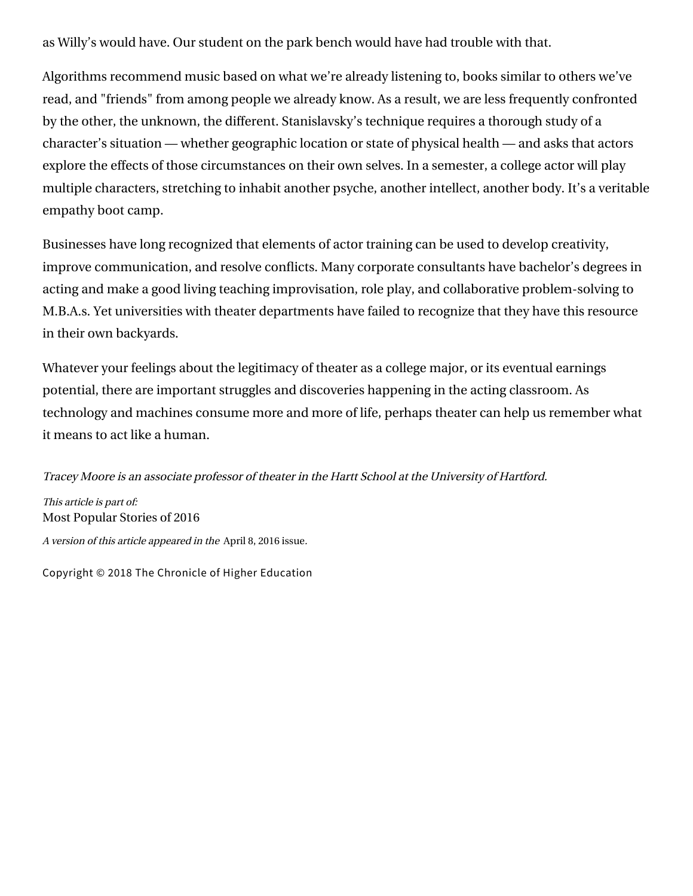as Willy’s would have. Our student on the park bench would have had trouble with that.

Algorithms recommend music based on what we’re already listening to, books similar to others we’ve read, and "friends" from among people we already know. As a result, we are less frequently confronted by the other, the unknown, the different. Stanislavsky’s technique requires a thorough study of a character’s situation — whether geographic location or state of physical health — and asks that actors explore the effects of those circumstances on their own selves. In a semester, a college actor will play multiple characters, stretching to inhabit another psyche, another intellect, another body. It’s a veritable empathy boot camp.

Businesses have long recognized that elements of actor training can be used to develop creativity, improve communication, and resolve conflicts. Many corporate consultants have bachelor’s degrees in acting and make a good living teaching improvisation, role play, and collaborative problem-solving to M.B.A.s. Yet universities with theater departments have failed to recognize that they have this resource in their own backyards.

Whatever your feelings about the legitimacy of theater as a college major, or its eventual earnings potential, there are important struggles and discoveries happening in the acting classroom. As technology and machines consume more and more of life, perhaps theater can help us remember what it means to act like a human.

*Tracey Moore is an associate professor of theater in the Hartt School at the University of Hartford.*

*This article is part of:*
Most Popular Stories of 2016

*A version of this article appeared in the* April 8, 2016 issue.

Copyright © 2018 The Chronicle of Higher Education